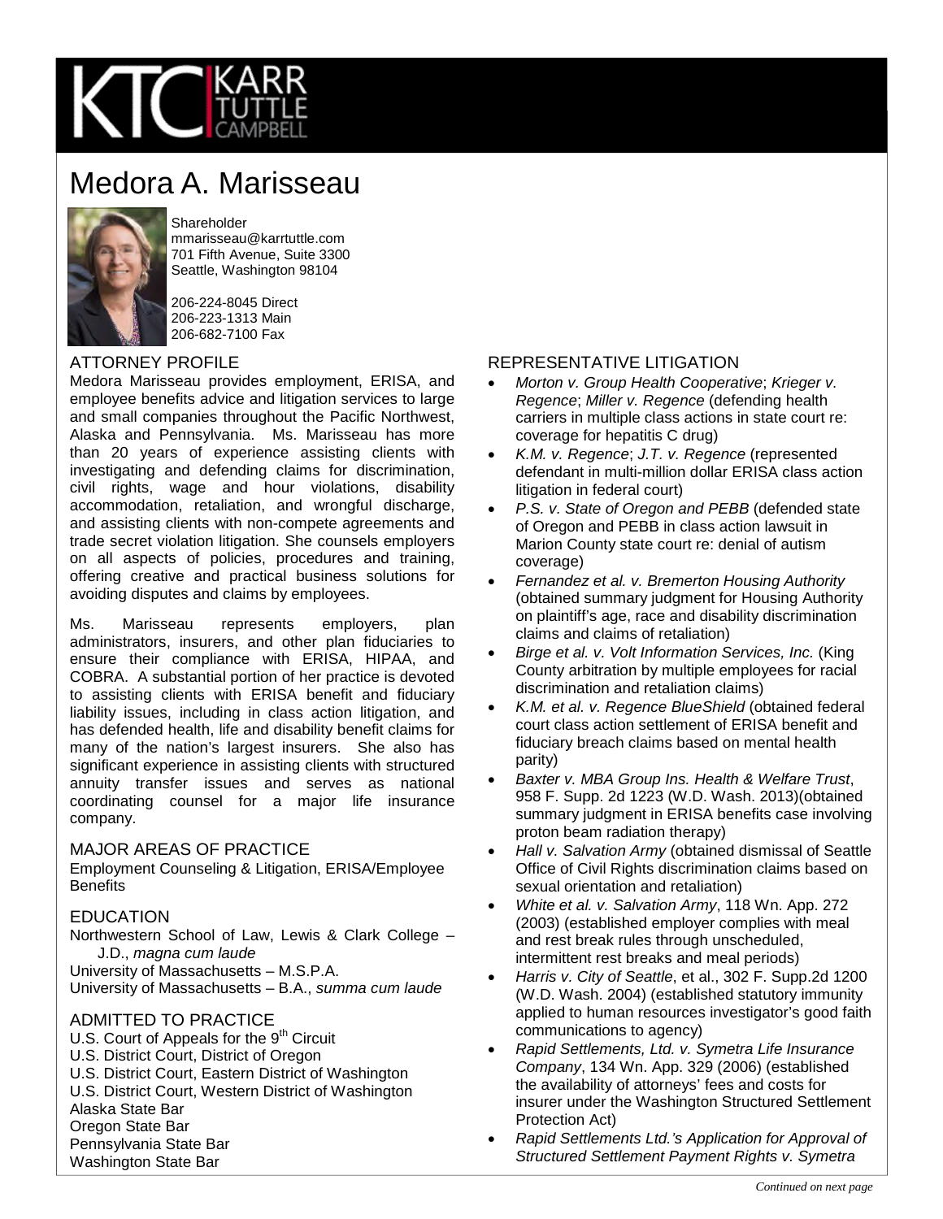# Medora A. Marisseau

Shareholder
mmarisseau@karrtuttle.com
701 Fifth Avenue, Suite 3300
Seattle, Washington 98104

206-224-8045 Direct
206-223-1313 Main
206-682-7100 Fax

## ATTORNEY PROFILE

Medora Marisseau provides employment, ERISA, and employee benefits advice and litigation services to large and small companies throughout the Pacific Northwest, Alaska and Pennsylvania. Ms. Marisseau has more than 20 years of experience assisting clients with investigating and defending claims for discrimination, civil rights, wage and hour violations, disability accommodation, retaliation, and wrongful discharge, and assisting clients with non-compete agreements and trade secret violation litigation. She counsels employers on all aspects of policies, procedures and training, offering creative and practical business solutions for avoiding disputes and claims by employees.

Ms. Marisseau represents employers, plan administrators, insurers, and other plan fiduciaries to ensure their compliance with ERISA, HIPAA, and COBRA. A substantial portion of her practice is devoted to assisting clients with ERISA benefit and fiduciary liability issues, including in class action litigation, and has defended health, life and disability benefit claims for many of the nation's largest insurers. She also has significant experience in assisting clients with structured annuity transfer issues and serves as national coordinating counsel for a major life insurance company.

## MAJOR AREAS OF PRACTICE

Employment Counseling & Litigation, ERISA/Employee Benefits

## EDUCATION

Northwestern School of Law, Lewis & Clark College – J.D., *magna cum laude*
University of Massachusetts – M.S.P.A.
University of Massachusetts – B.A., *summa cum laude*

## ADMITTED TO PRACTICE

U.S. Court of Appeals for the 9th Circuit
U.S. District Court, District of Oregon
U.S. District Court, Eastern District of Washington
U.S. District Court, Western District of Washington
Alaska State Bar
Oregon State Bar
Pennsylvania State Bar
Washington State Bar

## REPRESENTATIVE LITIGATION

- *Morton v. Group Health Cooperative*; *Krieger v. Regence*; *Miller v. Regence* (defending health carriers in multiple class actions in state court re: coverage for hepatitis C drug)
- *K.M. v. Regence*; *J.T. v. Regence* (represented defendant in multi-million dollar ERISA class action litigation in federal court)
- *P.S. v. State of Oregon and PEBB* (defended state of Oregon and PEBB in class action lawsuit in Marion County state court re: denial of autism coverage)
- *Fernandez et al. v. Bremerton Housing Authority* (obtained summary judgment for Housing Authority on plaintiff's age, race and disability discrimination claims and claims of retaliation)
- *Birge et al. v. Volt Information Services, Inc.* (King County arbitration by multiple employees for racial discrimination and retaliation claims)
- *K.M. et al. v. Regence BlueShield* (obtained federal court class action settlement of ERISA benefit and fiduciary breach claims based on mental health parity)
- *Baxter v. MBA Group Ins. Health & Welfare Trust*, 958 F. Supp. 2d 1223 (W.D. Wash. 2013)(obtained summary judgment in ERISA benefits case involving proton beam radiation therapy)
- *Hall v. Salvation Army* (obtained dismissal of Seattle Office of Civil Rights discrimination claims based on sexual orientation and retaliation)
- *White et al. v. Salvation Army*, 118 Wn. App. 272 (2003) (established employer complies with meal and rest break rules through unscheduled, intermittent rest breaks and meal periods)
- *Harris v. City of Seattle*, et al., 302 F. Supp.2d 1200 (W.D. Wash. 2004) (established statutory immunity applied to human resources investigator's good faith communications to agency)
- *Rapid Settlements, Ltd. v. Symetra Life Insurance Company*, 134 Wn. App. 329 (2006) (established the availability of attorneys' fees and costs for insurer under the Washington Structured Settlement Protection Act)
- *Rapid Settlements Ltd.'s Application for Approval of Structured Settlement Payment Rights v. Symetra*

*Continued on next page*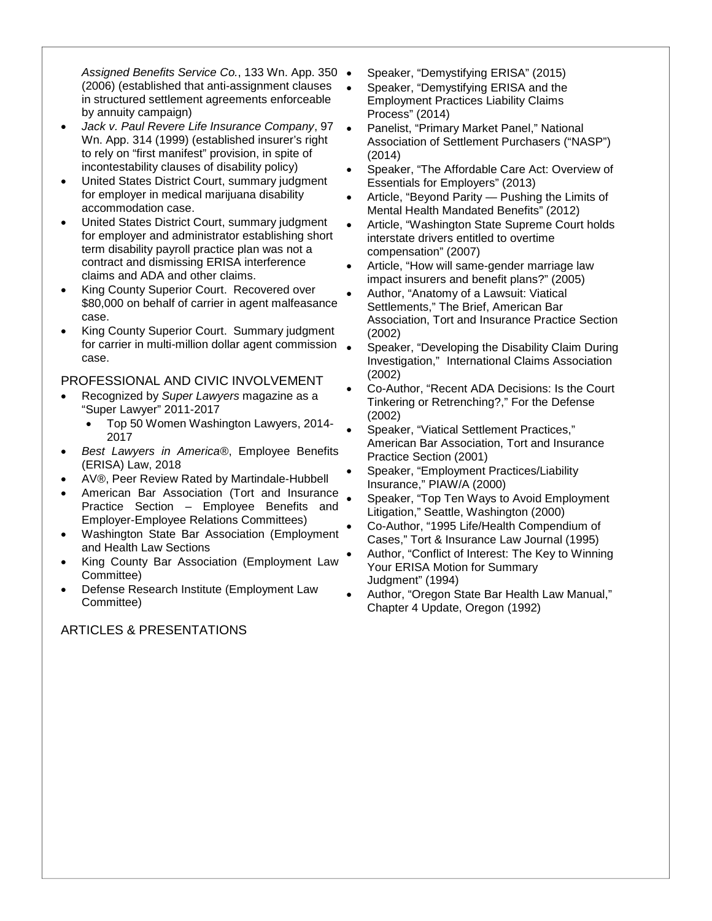*Assigned Benefits Service Co.*, 133 Wn. App. 350 (2006) (established that anti-assignment clauses in structured settlement agreements enforceable by annuity campaign)

- *Jack v. Paul Revere Life Insurance Company*, 97 Wn. App. 314 (1999) (established insurer's right to rely on "first manifest" provision, in spite of incontestability clauses of disability policy)
- United States District Court, summary judgment for employer in medical marijuana disability accommodation case.
- United States District Court, summary judgment for employer and administrator establishing short term disability payroll practice plan was not a contract and dismissing ERISA interference claims and ADA and other claims.
- King County Superior Court. Recovered over $80,000 on behalf of carrier in agent malfeasance case.
- King County Superior Court. Summary judgment for carrier in multi-million dollar agent commission case.

## PROFESSIONAL AND CIVIC INVOLVEMENT

- Recognized by *Super Lawyers* magazine as a "Super Lawyer" 2011-2017
  - Top 50 Women Washington Lawyers, 2014-2017
- *Best Lawyers in America*®, Employee Benefits (ERISA) Law, 2018
- AV®, Peer Review Rated by Martindale-Hubbell
- American Bar Association (Tort and Insurance Practice Section – Employee Benefits and Employer-Employee Relations Committees)
- Washington State Bar Association (Employment and Health Law Sections
- King County Bar Association (Employment Law Committee)
- Defense Research Institute (Employment Law Committee)

## ARTICLES & PRESENTATIONS

- Speaker, "Demystifying ERISA" (2015)
- Speaker, "Demystifying ERISA and the Employment Practices Liability Claims Process" (2014)
- Panelist, "Primary Market Panel," National Association of Settlement Purchasers ("NASP") (2014)
- Speaker, "The Affordable Care Act: Overview of Essentials for Employers" (2013)
- Article, "Beyond Parity — Pushing the Limits of Mental Health Mandated Benefits" (2012)
- Article, "Washington State Supreme Court holds interstate drivers entitled to overtime compensation" (2007)
- Article, "How will same-gender marriage law impact insurers and benefit plans?" (2005)
- Author, "Anatomy of a Lawsuit: Viatical Settlements," The Brief, American Bar Association, Tort and Insurance Practice Section (2002)
- Speaker, "Developing the Disability Claim During Investigation," International Claims Association (2002)
- Co-Author, "Recent ADA Decisions: Is the Court Tinkering or Retrenching?," For the Defense (2002)
- Speaker, "Viatical Settlement Practices," American Bar Association, Tort and Insurance Practice Section (2001)
- Speaker, "Employment Practices/Liability Insurance," PIAW/A (2000)
- Speaker, "Top Ten Ways to Avoid Employment Litigation," Seattle, Washington (2000)
- Co-Author, "1995 Life/Health Compendium of Cases," Tort & Insurance Law Journal (1995)
- Author, "Conflict of Interest: The Key to Winning Your ERISA Motion for Summary Judgment" (1994)
- Author, "Oregon State Bar Health Law Manual," Chapter 4 Update, Oregon (1992)